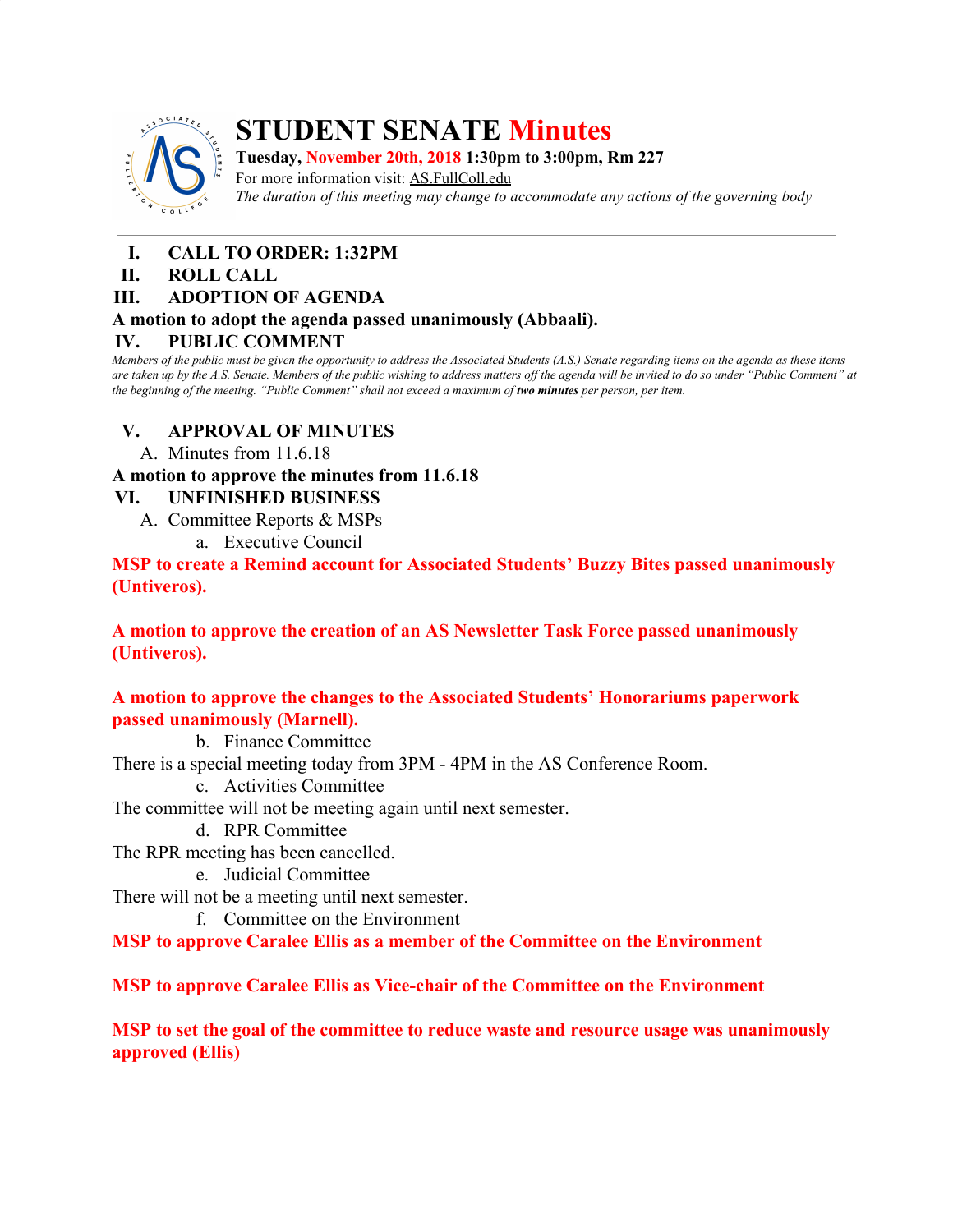# STUDENT SENATE Minutes

**Tuesday, November 20th, 2018 1:30pm to 3:00pm, Rm 227**

For more information visit: AS.FullColl.edu

*The duration of this meeting may change to accommodate any actions of the governing body*

---

## I. CALL TO ORDER: 1:32PM

## II. ROLL CALL

## III. ADOPTION OF AGENDA

**A motion to adopt the agenda passed unanimously (Abbaali).**

## IV. PUBLIC COMMENT

*Members of the public must be given the opportunity to address the Associated Students (A.S.) Senate regarding items on the agenda as these items are taken up by the A.S. Senate. Members of the public wishing to address matters off the agenda will be invited to do so under "Public Comment" at the beginning of the meeting. "Public Comment" shall not exceed a maximum of* ***two minutes*** *per person, per item.*

## V. APPROVAL OF MINUTES

A. Minutes from 11.6.18

**A motion to approve the minutes from 11.6.18**

## VI. UNFINISHED BUSINESS

A. Committee Reports & MSPs

a. Executive Council

**MSP to create a Remind account for Associated Students' Buzzy Bites passed unanimously (Untiveros).**

**A motion to approve the creation of an AS Newsletter Task Force passed unanimously (Untiveros).**

**A motion to approve the changes to the Associated Students' Honorariums paperwork passed unanimously (Marnell).**

b. Finance Committee

There is a special meeting today from 3PM - 4PM in the AS Conference Room.

c. Activities Committee

The committee will not be meeting again until next semester.

d. RPR Committee

The RPR meeting has been cancelled.

e. Judicial Committee

There will not be a meeting until next semester.

f. Committee on the Environment

**MSP to approve Caralee Ellis as a member of the Committee on the Environment**

**MSP to approve Caralee Ellis as Vice-chair of the Committee on the Environment**

**MSP to set the goal of the committee to reduce waste and resource usage was unanimously approved (Ellis)**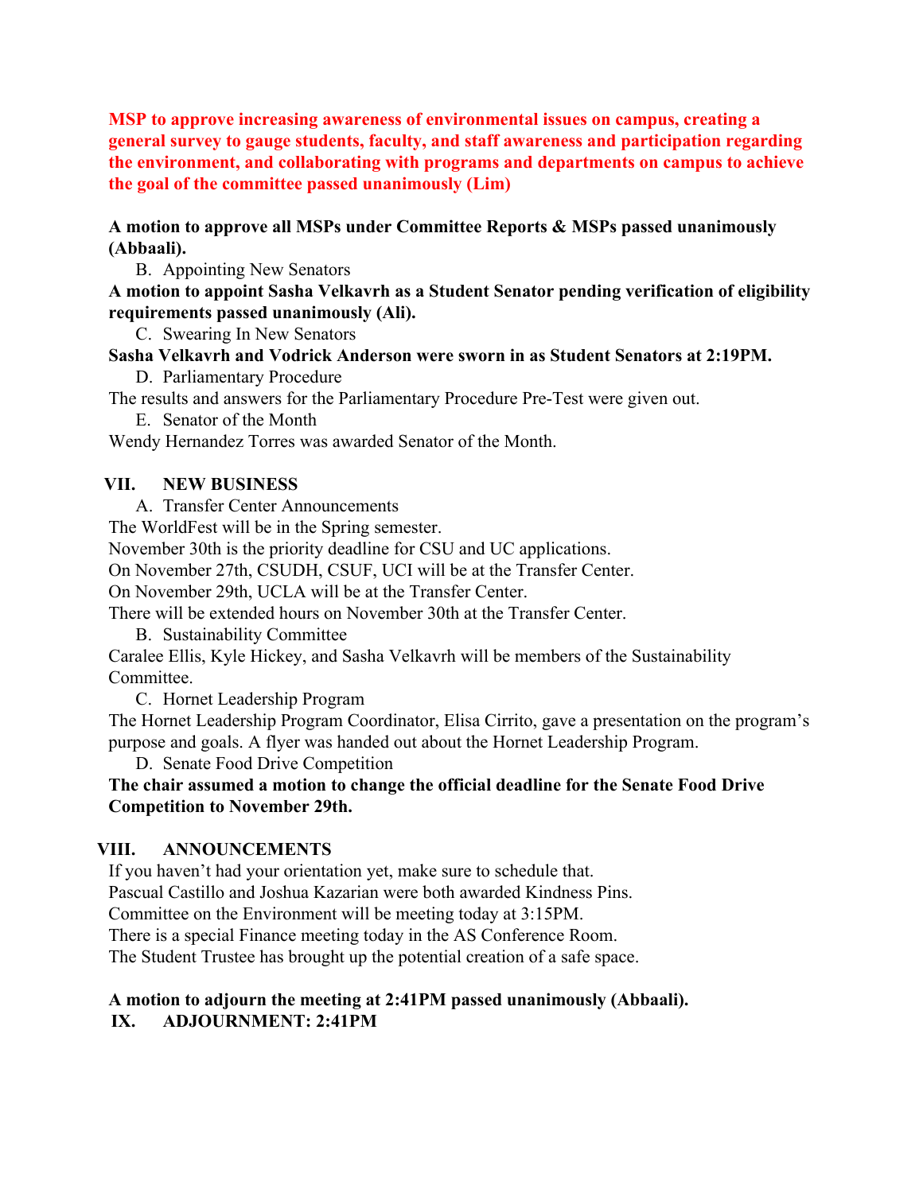**MSP to approve increasing awareness of environmental issues on campus, creating a general survey to gauge students, faculty, and staff awareness and participation regarding the environment, and collaborating with programs and departments on campus to achieve the goal of the committee passed unanimously (Lim)**

**A motion to approve all MSPs under Committee Reports & MSPs passed unanimously (Abbaali).**

B. Appointing New Senators

**A motion to appoint Sasha Velkavrh as a Student Senator pending verification of eligibility requirements passed unanimously (Ali).**

C. Swearing In New Senators

**Sasha Velkavrh and Vodrick Anderson were sworn in as Student Senators at 2:19PM.**

D. Parliamentary Procedure

The results and answers for the Parliamentary Procedure Pre-Test were given out.

E. Senator of the Month

Wendy Hernandez Torres was awarded Senator of the Month.

## VII. NEW BUSINESS

A. Transfer Center Announcements

The WorldFest will be in the Spring semester.
November 30th is the priority deadline for CSU and UC applications.
On November 27th, CSUDH, CSUF, UCI will be at the Transfer Center.
On November 29th, UCLA will be at the Transfer Center.
There will be extended hours on November 30th at the Transfer Center.

B. Sustainability Committee

Caralee Ellis, Kyle Hickey, and Sasha Velkavrh will be members of the Sustainability Committee.

C. Hornet Leadership Program

The Hornet Leadership Program Coordinator, Elisa Cirrito, gave a presentation on the program's purpose and goals. A flyer was handed out about the Hornet Leadership Program.

D. Senate Food Drive Competition

**The chair assumed a motion to change the official deadline for the Senate Food Drive Competition to November 29th.**

## VIII. ANNOUNCEMENTS

If you haven't had your orientation yet, make sure to schedule that.
Pascual Castillo and Joshua Kazarian were both awarded Kindness Pins.
Committee on the Environment will be meeting today at 3:15PM.
There is a special Finance meeting today in the AS Conference Room.
The Student Trustee has brought up the potential creation of a safe space.

**A motion to adjourn the meeting at 2:41PM passed unanimously (Abbaali).**

## IX. ADJOURNMENT: 2:41PM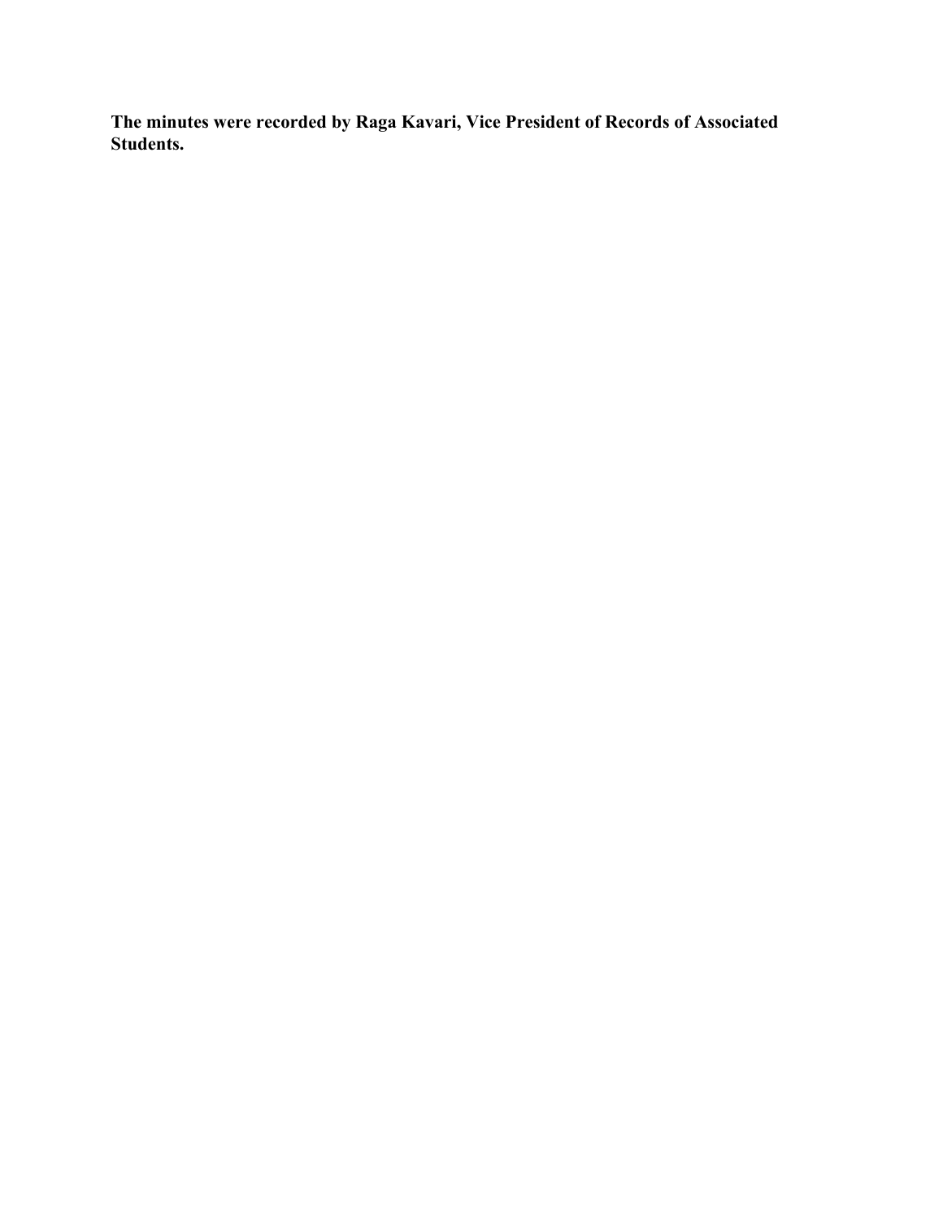**The minutes were recorded by Raga Kavari, Vice President of Records of Associated Students.**